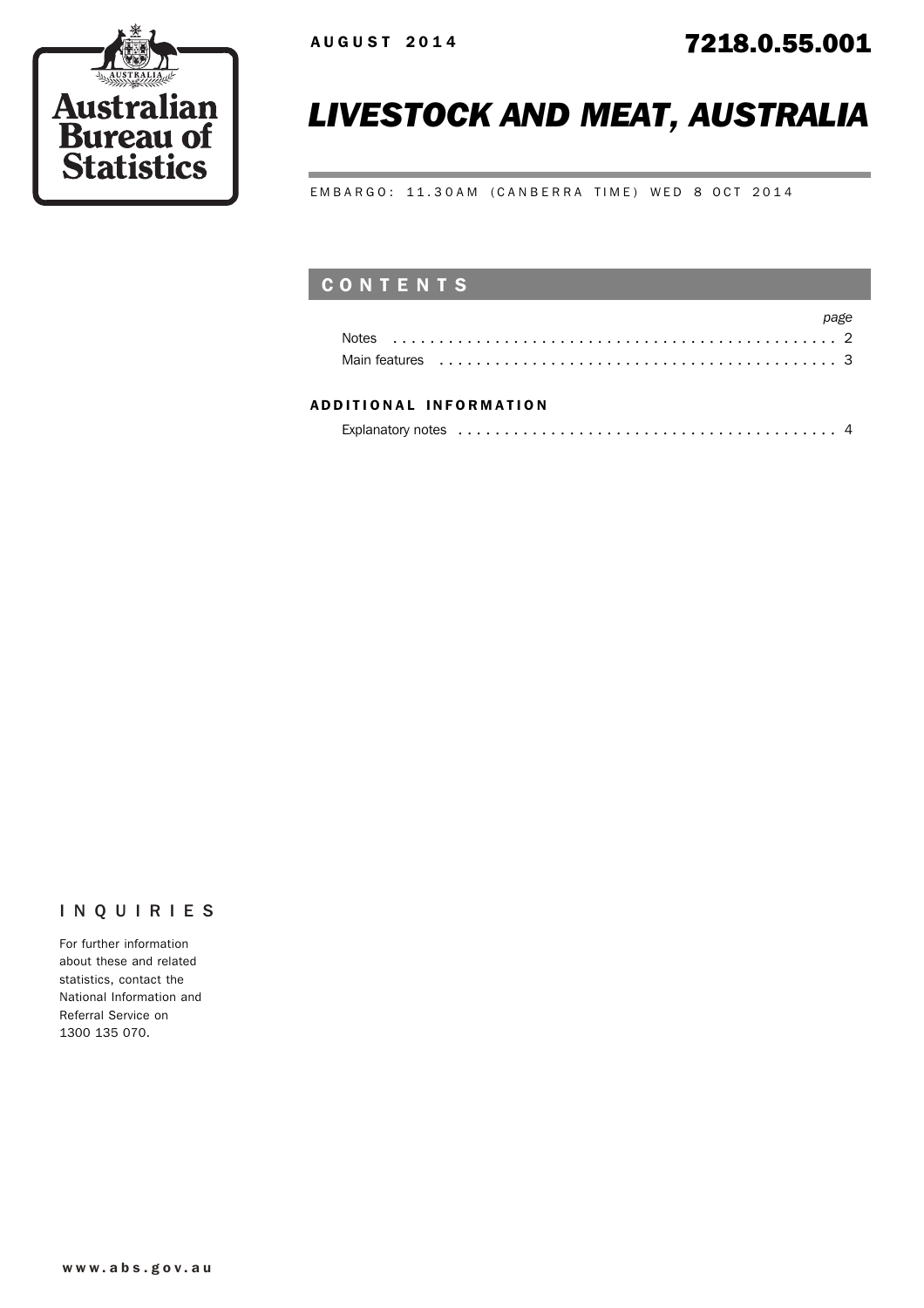Australian Bureau of Statistics

AUGUST 2014

7218.0.55.001

# LIVESTOCK AND MEAT, AUSTRALIA

EMBARGO: 11.30AM (CANBERRA TIME) WED 8 OCT 2014

## CONTENTS

| | page |
|---|---|
| Notes | 2 |
| Main features | 3 |

### ADDITIONAL INFORMATION

| | |
|---|---|
| Explanatory notes | 4 |

## INQUIRIES

For further information about these and related statistics, contact the National Information and Referral Service on 1300 135 070.

www.abs.gov.au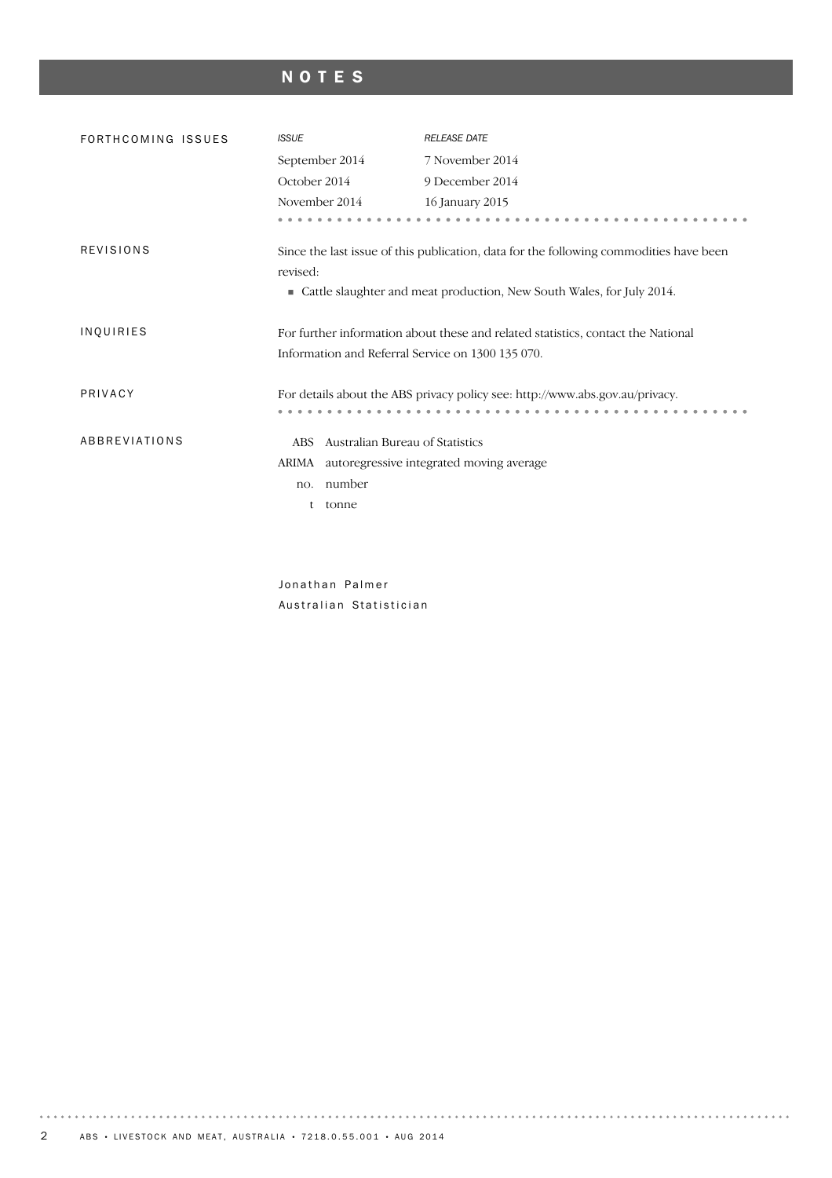# NOTES

## FORTHCOMING ISSUES

| *ISSUE* | *RELEASE DATE* |
|---|---|
| September 2014 | 7 November 2014 |
| October 2014 | 9 December 2014 |
| November 2014 | 16 January 2015 |

## REVISIONS

Since the last issue of this publication, data for the following commodities have been revised:

- Cattle slaughter and meat production, New South Wales, for July 2014.

## INQUIRIES

For further information about these and related statistics, contact the National Information and Referral Service on 1300 135 070.

## PRIVACY

For details about the ABS privacy policy see: http://www.abs.gov.au/privacy.

## ABBREVIATIONS

| | |
|---|---|
| ABS | Australian Bureau of Statistics |
| ARIMA | autoregressive integrated moving average |
| no. | number |
| t | tonne |

Jonathan Palmer
Australian Statistician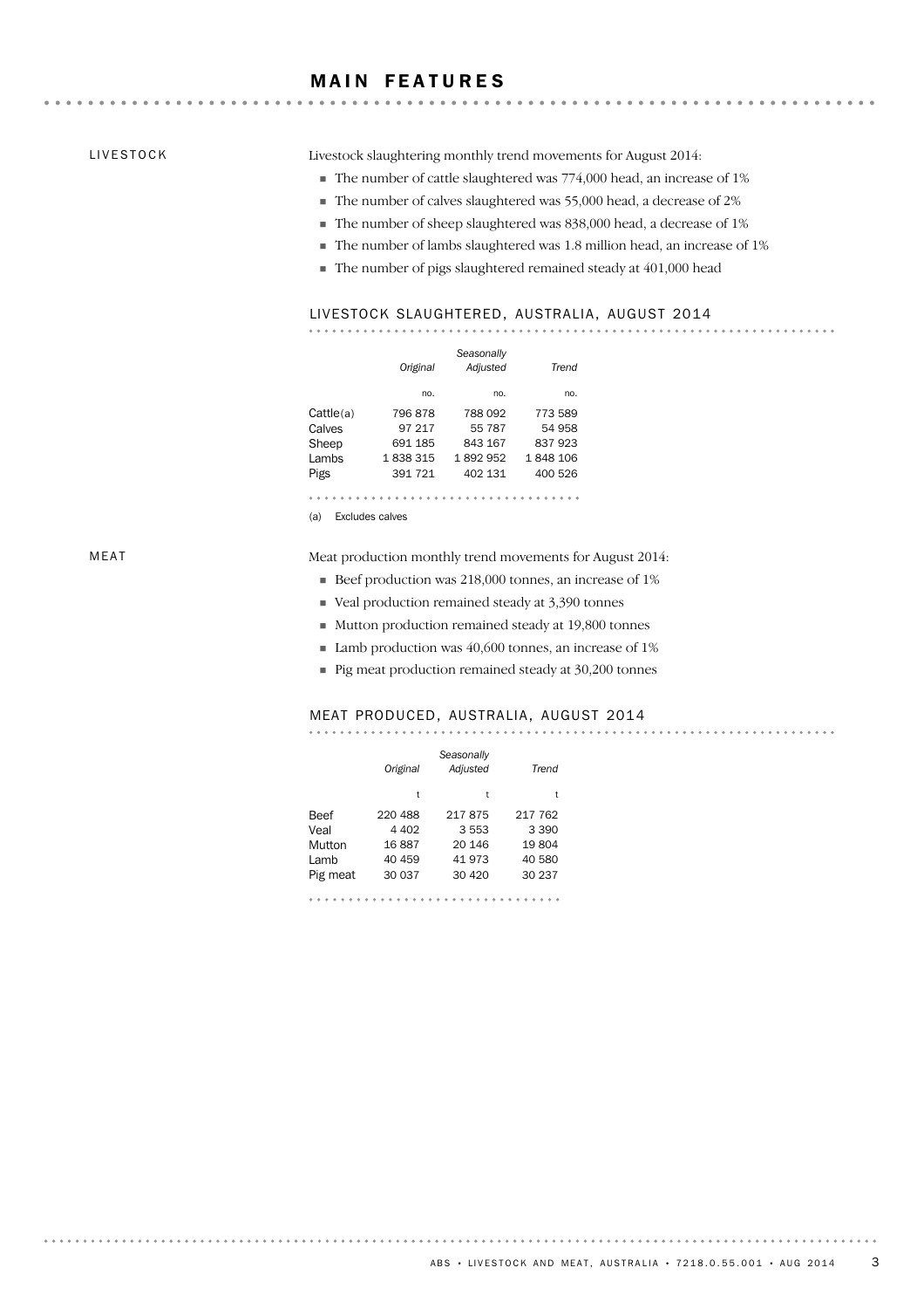# MAIN FEATURES

## LIVESTOCK

Livestock slaughtering monthly trend movements for August 2014:

- The number of cattle slaughtered was 774,000 head, an increase of 1%
- The number of calves slaughtered was 55,000 head, a decrease of 2%
- The number of sheep slaughtered was 838,000 head, a decrease of 1%
- The number of lambs slaughtered was 1.8 million head, an increase of 1%
- The number of pigs slaughtered remained steady at 401,000 head

### LIVESTOCK SLAUGHTERED, AUSTRALIA, AUGUST 2014

| | *Original* | *Seasonally Adjusted* | *Trend* |
|---|---|---|---|
| | no. | no. | no. |
| Cattle(a) | 796 878 | 788 092 | 773 589 |
| Calves | 97 217 | 55 787 | 54 958 |
| Sheep | 691 185 | 843 167 | 837 923 |
| Lambs | 1 838 315 | 1 892 952 | 1 848 106 |
| Pigs | 391 721 | 402 131 | 400 526 |

(a) Excludes calves

## MEAT

Meat production monthly trend movements for August 2014:

- Beef production was 218,000 tonnes, an increase of 1%
- Veal production remained steady at 3,390 tonnes
- Mutton production remained steady at 19,800 tonnes
- Lamb production was 40,600 tonnes, an increase of 1%
- Pig meat production remained steady at 30,200 tonnes

### MEAT PRODUCED, AUSTRALIA, AUGUST 2014

| | *Original* | *Seasonally Adjusted* | *Trend* |
|---|---|---|---|
| | t | t | t |
| Beef | 220 488 | 217 875 | 217 762 |
| Veal | 4 402 | 3 553 | 3 390 |
| Mutton | 16 887 | 20 146 | 19 804 |
| Lamb | 40 459 | 41 973 | 40 580 |
| Pig meat | 30 037 | 30 420 | 30 237 |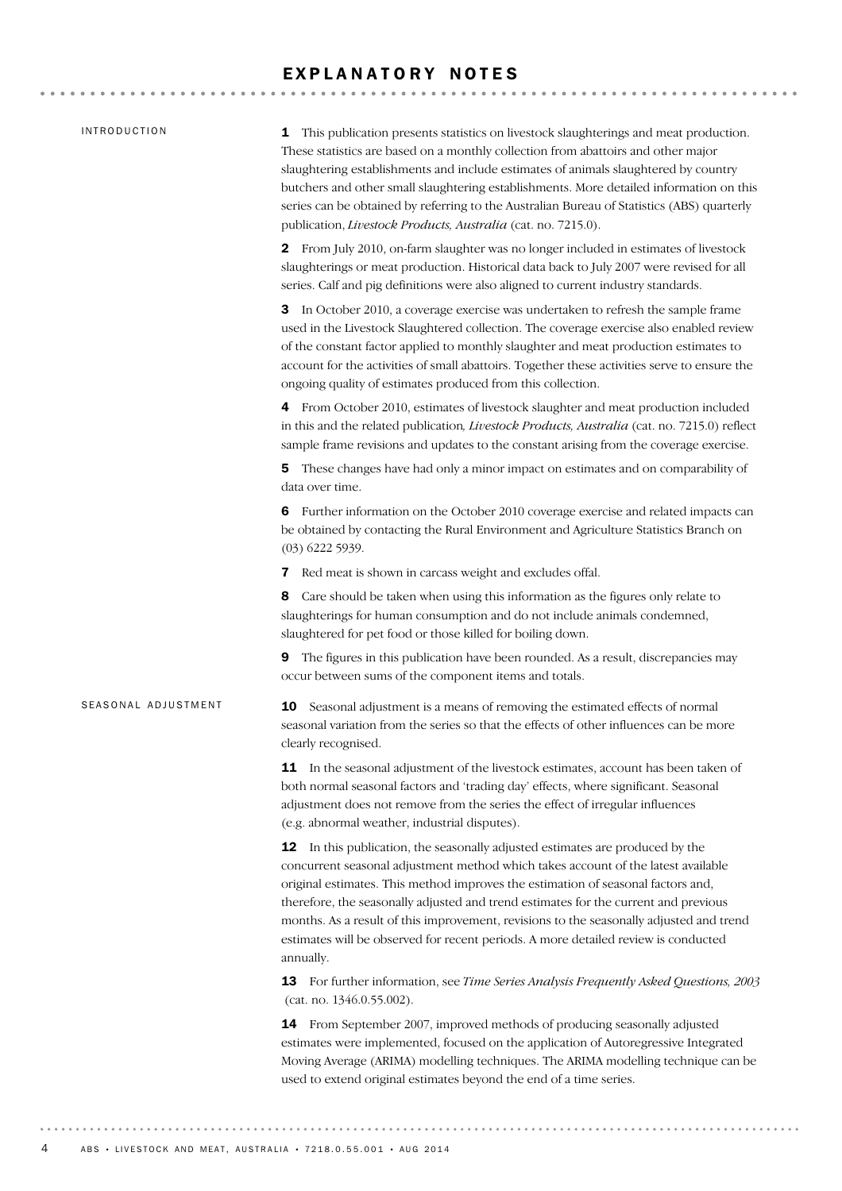# EXPLANATORY NOTES

## INTRODUCTION

**1** This publication presents statistics on livestock slaughterings and meat production. These statistics are based on a monthly collection from abattoirs and other major slaughtering establishments and include estimates of animals slaughtered by country butchers and other small slaughtering establishments. More detailed information on this series can be obtained by referring to the Australian Bureau of Statistics (ABS) quarterly publication, *Livestock Products, Australia* (cat. no. 7215.0).

**2** From July 2010, on-farm slaughter was no longer included in estimates of livestock slaughterings or meat production. Historical data back to July 2007 were revised for all series. Calf and pig definitions were also aligned to current industry standards.

**3** In October 2010, a coverage exercise was undertaken to refresh the sample frame used in the Livestock Slaughtered collection. The coverage exercise also enabled review of the constant factor applied to monthly slaughter and meat production estimates to account for the activities of small abattoirs. Together these activities serve to ensure the ongoing quality of estimates produced from this collection.

**4** From October 2010, estimates of livestock slaughter and meat production included in this and the related publication, *Livestock Products, Australia* (cat. no. 7215.0) reflect sample frame revisions and updates to the constant arising from the coverage exercise.

**5** These changes have had only a minor impact on estimates and on comparability of data over time.

**6** Further information on the October 2010 coverage exercise and related impacts can be obtained by contacting the Rural Environment and Agriculture Statistics Branch on (03) 6222 5939.

**7** Red meat is shown in carcass weight and excludes offal.

**8** Care should be taken when using this information as the figures only relate to slaughterings for human consumption and do not include animals condemned, slaughtered for pet food or those killed for boiling down.

**9** The figures in this publication have been rounded. As a result, discrepancies may occur between sums of the component items and totals.

## SEASONAL ADJUSTMENT

**10** Seasonal adjustment is a means of removing the estimated effects of normal seasonal variation from the series so that the effects of other influences can be more clearly recognised.

**11** In the seasonal adjustment of the livestock estimates, account has been taken of both normal seasonal factors and 'trading day' effects, where significant. Seasonal adjustment does not remove from the series the effect of irregular influences (e.g. abnormal weather, industrial disputes).

**12** In this publication, the seasonally adjusted estimates are produced by the concurrent seasonal adjustment method which takes account of the latest available original estimates. This method improves the estimation of seasonal factors and, therefore, the seasonally adjusted and trend estimates for the current and previous months. As a result of this improvement, revisions to the seasonally adjusted and trend estimates will be observed for recent periods. A more detailed review is conducted annually.

**13** For further information, see *Time Series Analysis Frequently Asked Questions, 2003* (cat. no. 1346.0.55.002).

**14** From September 2007, improved methods of producing seasonally adjusted estimates were implemented, focused on the application of Autoregressive Integrated Moving Average (ARIMA) modelling techniques. The ARIMA modelling technique can be used to extend original estimates beyond the end of a time series.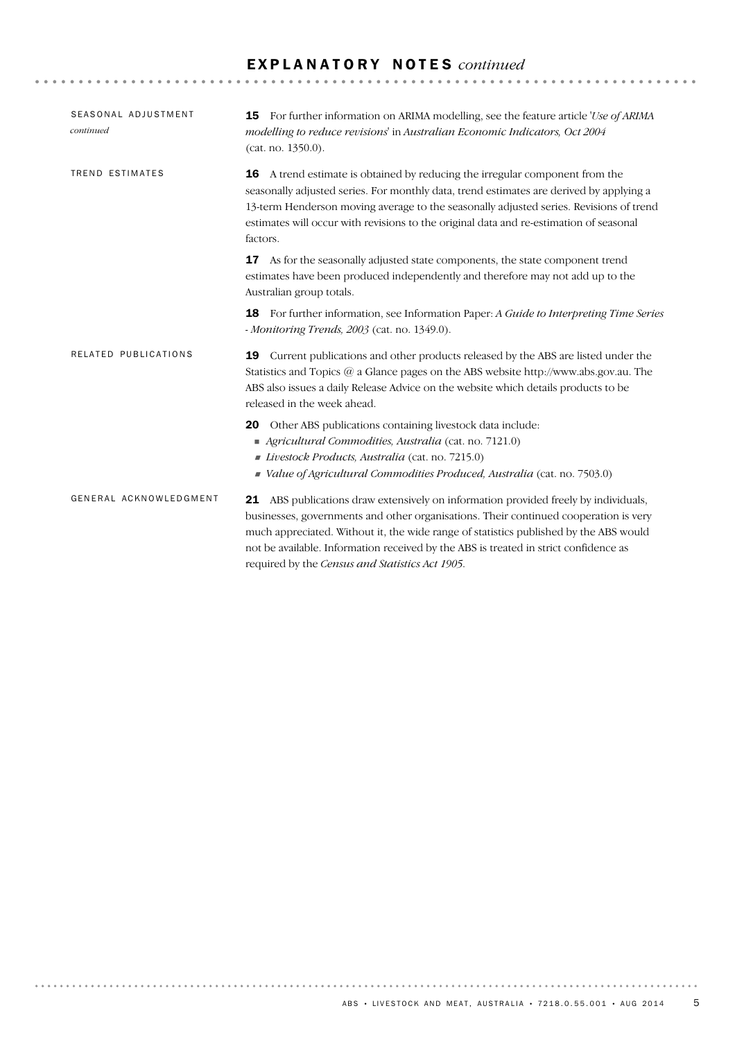# EXPLANATORY NOTES *continued*

## SEASONAL ADJUSTMENT *continued*

**15** For further information on ARIMA modelling, see the feature article '*Use of ARIMA modelling to reduce revisions*' in *Australian Economic Indicators, Oct 2004* (cat. no. 1350.0).

## TREND ESTIMATES

**16** A trend estimate is obtained by reducing the irregular component from the seasonally adjusted series. For monthly data, trend estimates are derived by applying a 13-term Henderson moving average to the seasonally adjusted series. Revisions of trend estimates will occur with revisions to the original data and re-estimation of seasonal factors.

**17** As for the seasonally adjusted state components, the state component trend estimates have been produced independently and therefore may not add up to the Australian group totals.

**18** For further information, see Information Paper: *A Guide to Interpreting Time Series - Monitoring Trends, 2003* (cat. no. 1349.0).

## RELATED PUBLICATIONS

**19** Current publications and other products released by the ABS are listed under the Statistics and Topics @ a Glance pages on the ABS website http://www.abs.gov.au. The ABS also issues a daily Release Advice on the website which details products to be released in the week ahead.

**20** Other ABS publications containing livestock data include:

- *Agricultural Commodities, Australia* (cat. no. 7121.0)
- *Livestock Products, Australia* (cat. no. 7215.0)
- *Value of Agricultural Commodities Produced, Australia* (cat. no. 7503.0)

## GENERAL ACKNOWLEDGMENT

**21** ABS publications draw extensively on information provided freely by individuals, businesses, governments and other organisations. Their continued cooperation is very much appreciated. Without it, the wide range of statistics published by the ABS would not be available. Information received by the ABS is treated in strict confidence as required by the *Census and Statistics Act 1905*.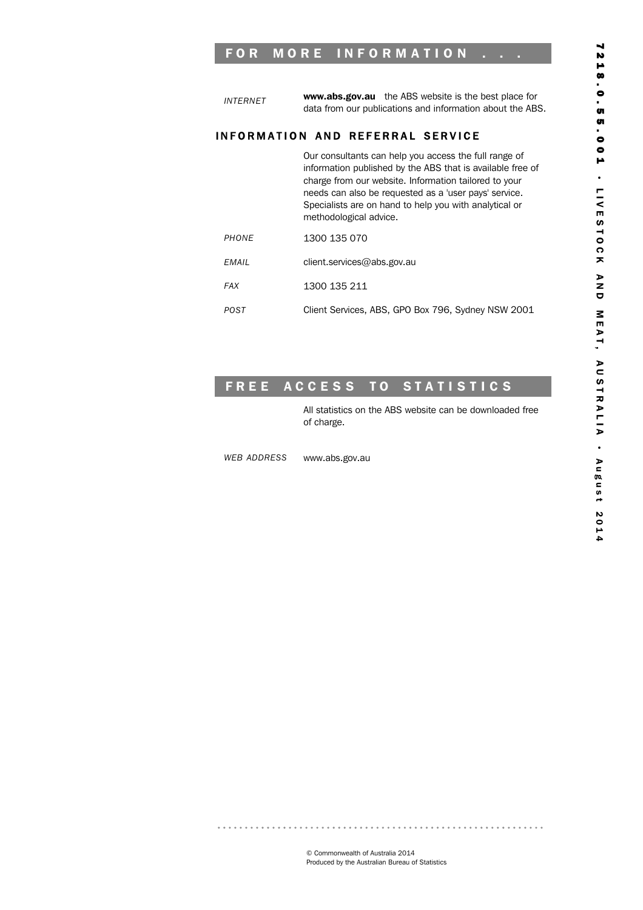## FOR MORE INFORMATION . . .

| | |
|---|---|
| *INTERNET* | **www.abs.gov.au** the ABS website is the best place for data from our publications and information about the ABS. |

### INFORMATION AND REFERRAL SERVICE

Our consultants can help you access the full range of information published by the ABS that is available free of charge from our website. Information tailored to your needs can also be requested as a 'user pays' service. Specialists are on hand to help you with analytical or methodological advice.

| | |
|---|---|
| *PHONE* | 1300 135 070 |
| *EMAIL* | client.services@abs.gov.au |
| *FAX* | 1300 135 211 |
| *POST* | Client Services, ABS, GPO Box 796, Sydney NSW 2001 |

## FREE ACCESS TO STATISTICS

All statistics on the ABS website can be downloaded free of charge.

| | |
|---|---|
| *WEB ADDRESS* | www.abs.gov.au |

© Commonwealth of Australia 2014
Produced by the Australian Bureau of Statistics